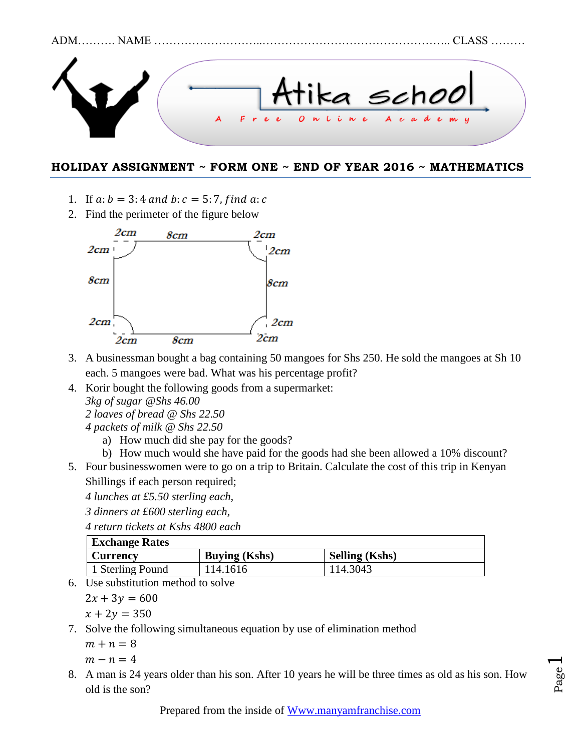ADM………. NAME ………………………..…………………….…………………….. CLASS ………

Atika school

A Free Online Academy

## HOLIDAY ASSIGNMENT ~ FORM ONE ~ END OF YEAR 2016 ~ MATHEMATICS

1. If $a: b = 3: 4$ *and* $b: c = 5: 7$, *find* $a: c$
2. Find the perimeter of the figure below

   2cm 8cm 2cm
   2cm 2cm
   8cm 8cm
   2cm 2cm
   2cm 8cm 2cm

3. A businessman bought a bag containing 50 mangoes for Shs 250. He sold the mangoes at Sh 10 each. 5 mangoes were bad. What was his percentage profit?
4. Korir bought the following goods from a supermarket:
   *3kg of sugar @Shs 46.00*
   *2 loaves of bread @ Shs 22.50*
   *4 packets of milk @ Shs 22.50*
   a) How much did she pay for the goods?
   b) How much would she have paid for the goods had she been allowed a 10% discount?
5. Four businesswomen were to go on a trip to Britain. Calculate the cost of this trip in Kenyan Shillings if each person required;
   *4 lunches at £5.50 sterling each,*
   *3 dinners at £600 sterling each,*
   *4 return tickets at Kshs 4800 each*

| **Exchange Rates** | | |
|---|---|---|
| **Currency** | **Buying (Kshs)** | **Selling (Kshs)** |
| 1 Sterling Pound | 114.1616 | 114.3043 |

6. Use substitution method to solve
   $2x + 3y = 600$
   $x + 2y = 350$
7. Solve the following simultaneous equation by use of elimination method
   $m + n = 8$
   $m - n = 4$
8. A man is 24 years older than his son. After 10 years he will be three times as old as his son. How old is the son?

Prepared from the inside of [Www.manyamfranchise.com](http://www.manyamfranchise.com)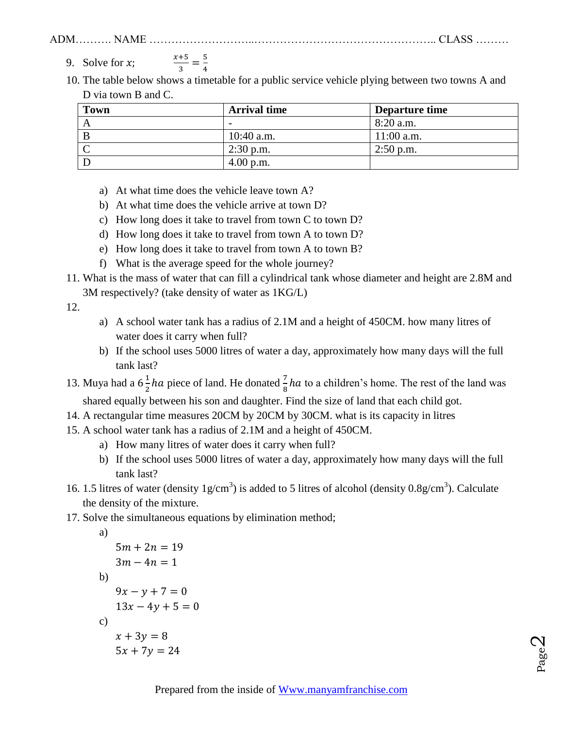ADM………. NAME ………………………..………………………………………….. CLASS ………

9. Solve for $x$; $\frac{x+5}{3} = \frac{5}{4}$
10. The table below shows a timetable for a public service vehicle plying between two towns A and D via town B and C.

| Town | Arrival time | Departure time |
|---|---|---|
| A | - | 8:20 a.m. |
| B | 10:40 a.m. | 11:00 a.m. |
| C | 2:30 p.m. | 2:50 p.m. |
| D | 4.00 p.m. | |

   a) At what time does the vehicle leave town A?
   b) At what time does the vehicle arrive at town D?
   c) How long does it take to travel from town C to town D?
   d) How long does it take to travel from town A to town D?
   e) How long does it take to travel from town A to town B?
   f) What is the average speed for the whole journey?
11. What is the mass of water that can fill a cylindrical tank whose diameter and height are 2.8M and 3M respectively? (take density of water as 1KG/L)
12.
   a) A school water tank has a radius of 2.1M and a height of 450CM. how many litres of water does it carry when full?
   b) If the school uses 5000 litres of water a day, approximately how many days will the full tank last?
13. Muya had a $6\frac{1}{2}ha$ piece of land. He donated $\frac{7}{8}ha$ to a children's home. The rest of the land was shared equally between his son and daughter. Find the size of land that each child got.
14. A rectangular time measures 20CM by 20CM by 30CM. what is its capacity in litres
15. A school water tank has a radius of 2.1M and a height of 450CM.
   a) How many litres of water does it carry when full?
   b) If the school uses 5000 litres of water a day, approximately how many days will the full tank last?
16. 1.5 litres of water (density $1g/cm^3$) is added to 5 litres of alcohol (density $0.8g/cm^3$). Calculate the density of the mixture.
17. Solve the simultaneous equations by elimination method;
   a)
   $5m + 2n = 19$
   $3m - 4n = 1$
   b)
   $9x - y + 7 = 0$
   $13x - 4y + 5 = 0$
   c)
   $x + 3y = 8$
   $5x + 7y = 24$

Prepared from the inside of Www.manyamfranchise.com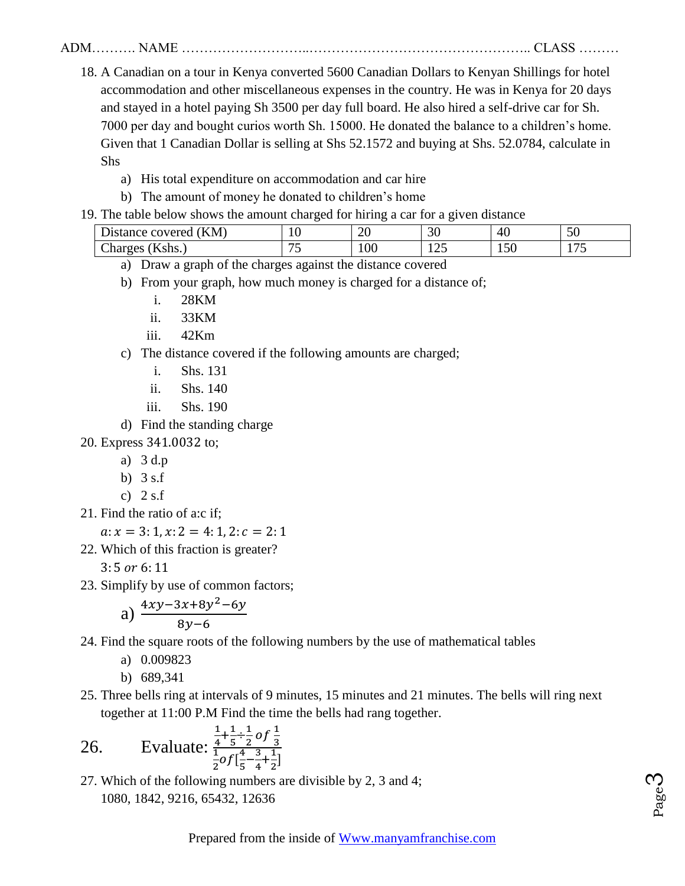ADM………. NAME ……………………..………………………………………….. CLASS ………

18. A Canadian on a tour in Kenya converted 5600 Canadian Dollars to Kenyan Shillings for hotel accommodation and other miscellaneous expenses in the country. He was in Kenya for 20 days and stayed in a hotel paying Sh 3500 per day full board. He also hired a self-drive car for Sh. 7000 per day and bought curios worth Sh. 15000. He donated the balance to a children's home. Given that 1 Canadian Dollar is selling at Shs 52.1572 and buying at Shs. 52.0784, calculate in Shs
    a) His total expenditure on accommodation and car hire
    b) The amount of money he donated to children's home
19. The table below shows the amount charged for hiring a car for a given distance

| Distance covered (KM) | 10 | 20 | 30 | 40 | 50 |
|---|---|---|---|---|---|
| Charges (Kshs.) | 75 | 100 | 125 | 150 | 175 |

    a) Draw a graph of the charges against the distance covered
    b) From your graph, how much money is charged for a distance of;
        i. 28KM
        ii. 33KM
        iii. 42Km
    c) The distance covered if the following amounts are charged;
        i. Shs. 131
        ii. Shs. 140
        iii. Shs. 190
    d) Find the standing charge
20. Express $341.0032$ to;
    a) 3 d.p
    b) 3 s.f
    c) 2 s.f
21. Find the ratio of a:c if;
    $a:x = 3:1, x:2 = 4:1, 2:c = 2:1$
22. Which of this fraction is greater?
    $3:5$ *or* $6:11$
23. Simplify by use of common factors;
    a) $\frac{4xy-3x+8y^2-6y}{8y-6}$
24. Find the square roots of the following numbers by the use of mathematical tables
    a) 0.009823
    b) 689,341
25. Three bells ring at intervals of 9 minutes, 15 minutes and 21 minutes. The bells will ring next together at 11:00 P.M Find the time the bells had rang together.
26. Evaluate: $\frac{\frac{1}{4}+\frac{1}{5}\div\frac{1}{2}\,of\,\frac{1}{3}}{\frac{1}{2}of\left[\frac{4}{5}-\frac{3}{4}+\frac{1}{2}\right]}$
27. Which of the following numbers are divisible by 2, 3 and 4;
    1080, 1842, 9216, 65432, 12636

Prepared from the inside of Www.manyamfranchise.com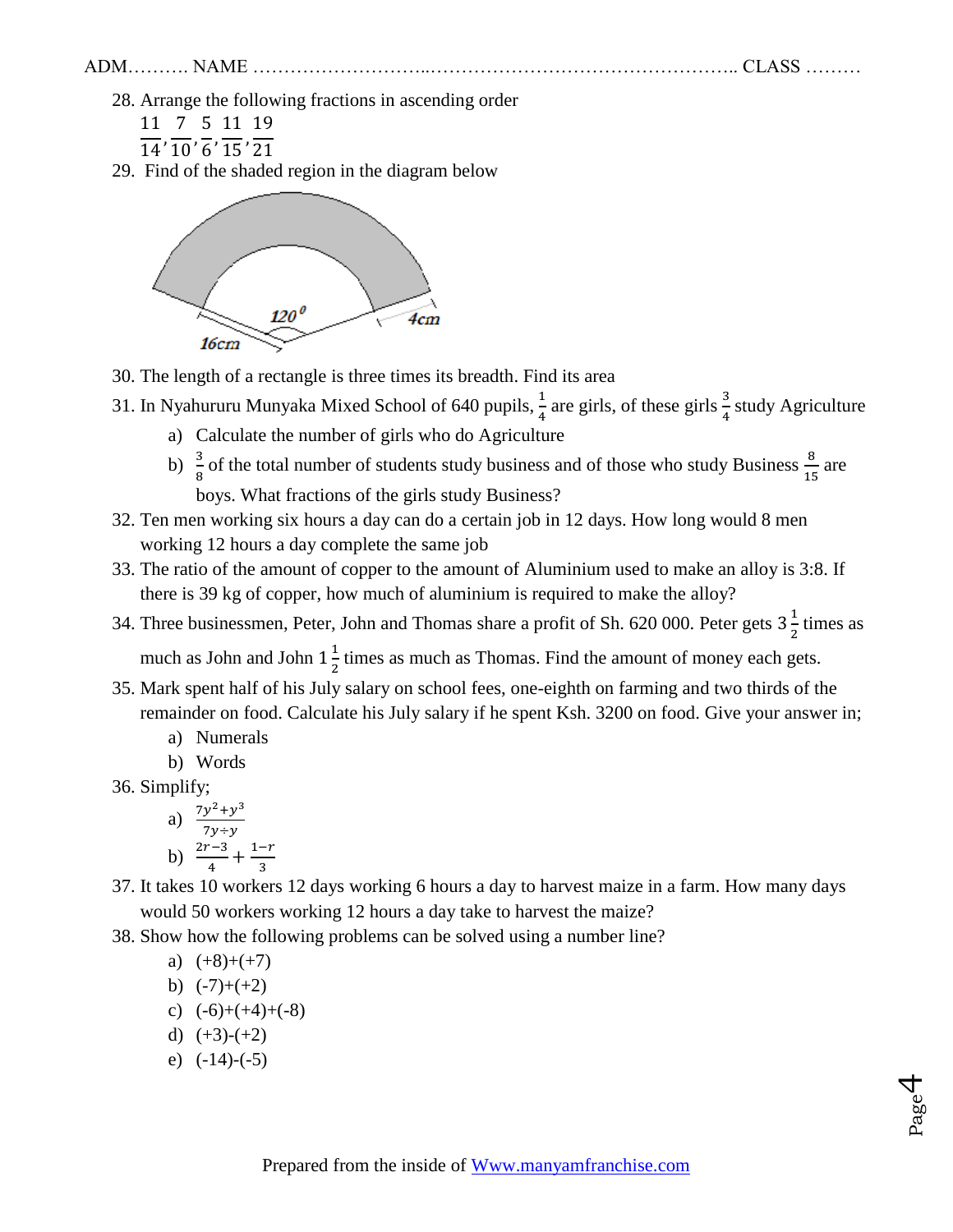ADM………. NAME ……………………..………………………………………….. CLASS ………

28. Arrange the following fractions in ascending order

    $\frac{11}{14}, \frac{7}{10}, \frac{5}{6}, \frac{11}{15}, \frac{19}{21}$

29. Find of the shaded region in the diagram below

    120$^0$ 4cm 16cm

30. The length of a rectangle is three times its breadth. Find its area

31. In Nyahururu Munyaka Mixed School of 640 pupils, $\frac{1}{4}$ are girls, of these girls $\frac{3}{4}$ study Agriculture
    a) Calculate the number of girls who do Agriculture
    b) $\frac{3}{8}$ of the total number of students study business and of those who study Business $\frac{8}{15}$ are boys. What fractions of the girls study Business?

32. Ten men working six hours a day can do a certain job in 12 days. How long would 8 men working 12 hours a day complete the same job

33. The ratio of the amount of copper to the amount of Aluminium used to make an alloy is 3:8. If there is 39 kg of copper, how much of aluminium is required to make the alloy?

34. Three businessmen, Peter, John and Thomas share a profit of Sh. 620 000. Peter gets $3\frac{1}{2}$ times as much as John and John $1\frac{1}{2}$ times as much as Thomas. Find the amount of money each gets.

35. Mark spent half of his July salary on school fees, one-eighth on farming and two thirds of the remainder on food. Calculate his July salary if he spent Ksh. 3200 on food. Give your answer in;
    a) Numerals
    b) Words

36. Simplify;
    a) $\frac{7y^2+y^3}{7y \div y}$
    b) $\frac{2r-3}{4} + \frac{1-r}{3}$

37. It takes 10 workers 12 days working 6 hours a day to harvest maize in a farm. How many days would 50 workers working 12 hours a day take to harvest the maize?

38. Show how the following problems can be solved using a number line?
    a) (+8)+(+7)
    b) (-7)+(+2)
    c) (-6)+(+4)+(-8)
    d) (+3)-(+2)
    e) (-14)-(-5)

Prepared from the inside of Www.manyamfranchise.com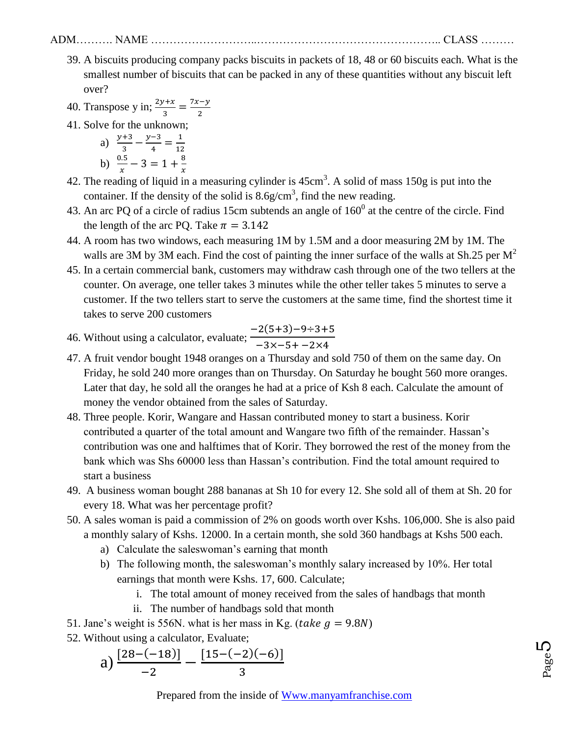ADM………. NAME ……………………..………………………………………….. CLASS ………

39. A biscuits producing company packs biscuits in packets of 18, 48 or 60 biscuits each. What is the smallest number of biscuits that can be packed in any of these quantities without any biscuit left over?
40. Transpose y in; $\frac{2y+x}{3} = \frac{7x-y}{2}$
41. Solve for the unknown;
    a) $\frac{y+3}{3} - \frac{y-3}{4} = \frac{1}{12}$
    b) $\frac{0.5}{x} - 3 = 1 + \frac{8}{x}$
42. The reading of liquid in a measuring cylinder is $45cm^3$. A solid of mass 150g is put into the container. If the density of the solid is $8.6g/cm^3$, find the new reading.
43. An arc PQ of a circle of radius 15cm subtends an angle of $160^0$ at the centre of the circle. Find the length of the arc PQ. Take $\pi = 3.142$
44. A room has two windows, each measuring 1M by 1.5M and a door measuring 2M by 1M. The walls are 3M by 3M each. Find the cost of painting the inner surface of the walls at Sh.25 per $M^2$
45. In a certain commercial bank, customers may withdraw cash through one of the two tellers at the counter. On average, one teller takes 3 minutes while the other teller takes 5 minutes to serve a customer. If the two tellers start to serve the customers at the same time, find the shortest time it takes to serve 200 customers
46. Without using a calculator, evaluate; $\frac{-2(5+3)-9\div 3+5}{-3\times -5+-2\times 4}$
47. A fruit vendor bought 1948 oranges on a Thursday and sold 750 of them on the same day. On Friday, he sold 240 more oranges than on Thursday. On Saturday he bought 560 more oranges. Later that day, he sold all the oranges he had at a price of Ksh 8 each. Calculate the amount of money the vendor obtained from the sales of Saturday.
48. Three people. Korir, Wangare and Hassan contributed money to start a business. Korir contributed a quarter of the total amount and Wangare two fifth of the remainder. Hassan's contribution was one and halftimes that of Korir. They borrowed the rest of the money from the bank which was Shs 60000 less than Hassan's contribution. Find the total amount required to start a business
49. A business woman bought 288 bananas at Sh 10 for every 12. She sold all of them at Sh. 20 for every 18. What was her percentage profit?
50. A sales woman is paid a commission of 2% on goods worth over Kshs. 106,000. She is also paid a monthly salary of Kshs. 12000. In a certain month, she sold 360 handbags at Kshs 500 each.
    a) Calculate the saleswoman's earning that month
    b) The following month, the saleswoman's monthly salary increased by 10%. Her total earnings that month were Kshs. 17, 600. Calculate;
        i. The total amount of money received from the sales of handbags that month
        ii. The number of handbags sold that month
51. Jane's weight is 556N. what is her mass in Kg. ($take\ g = 9.8N$)
52. Without using a calculator, Evaluate;
    a) $\frac{[28-(-18)]}{-2} - \frac{[15-(-2)(-6)]}{3}$

Prepared from the inside of Www.manyamfranchise.com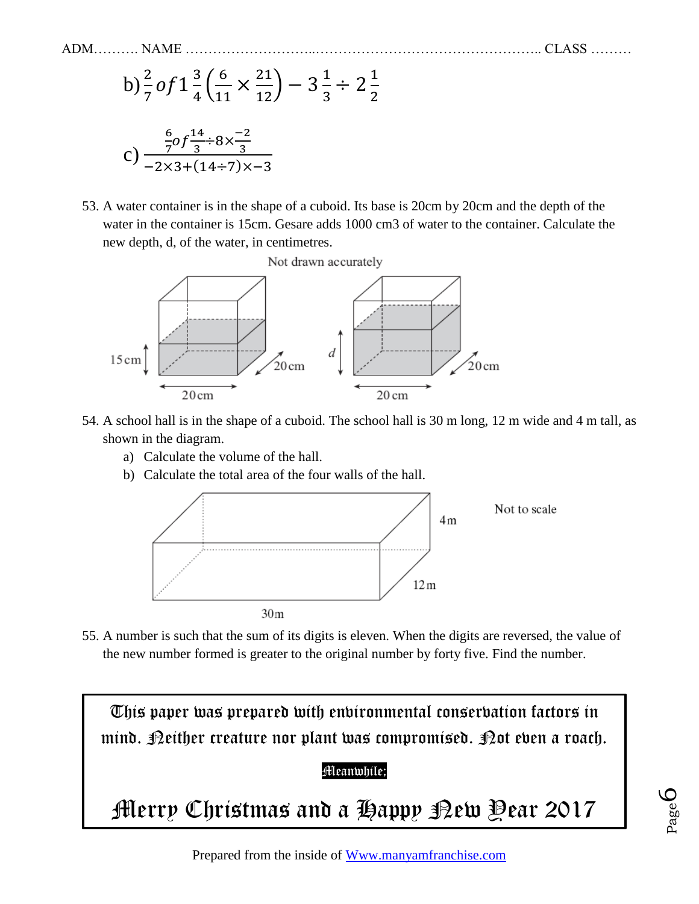ADM………. NAME ……………………..……………….……………………….. CLASS ………

b) $\frac{2}{7} of 1\frac{3}{4}\left(\frac{6}{11} \times \frac{21}{12}\right) - 3\frac{1}{3} \div 2\frac{1}{2}$

c) $\dfrac{\frac{6}{7}of\frac{14}{3} \div 8 \times \frac{-2}{3}}{-2 \times 3 + (14 \div 7) \times -3}$

53. A water container is in the shape of a cuboid. Its base is 20cm by 20cm and the depth of the water in the container is 15cm. Gesare adds 1000 cm3 of water to the container. Calculate the new depth, d, of the water, in centimetres.

Not drawn accurately

15cm
20cm
20cm
d
20cm
20 cm

54. A school hall is in the shape of a cuboid. The school hall is 30 m long, 12 m wide and 4 m tall, as shown in the diagram.
    a) Calculate the volume of the hall.
    b) Calculate the total area of the four walls of the hall.

4m
Not to scale
12m
30m

55. A number is such that the sum of its digits is eleven. When the digits are reversed, the value of the new number formed is greater to the original number by forty five. Find the number.

This paper was prepared with environmental conservation factors in mind. Neither creature nor plant was compromised. Not even a roach.

Meanwhile;

Merry Christmas and a Happy New Year 2017

Prepared from the inside of Www.manyamfranchise.com